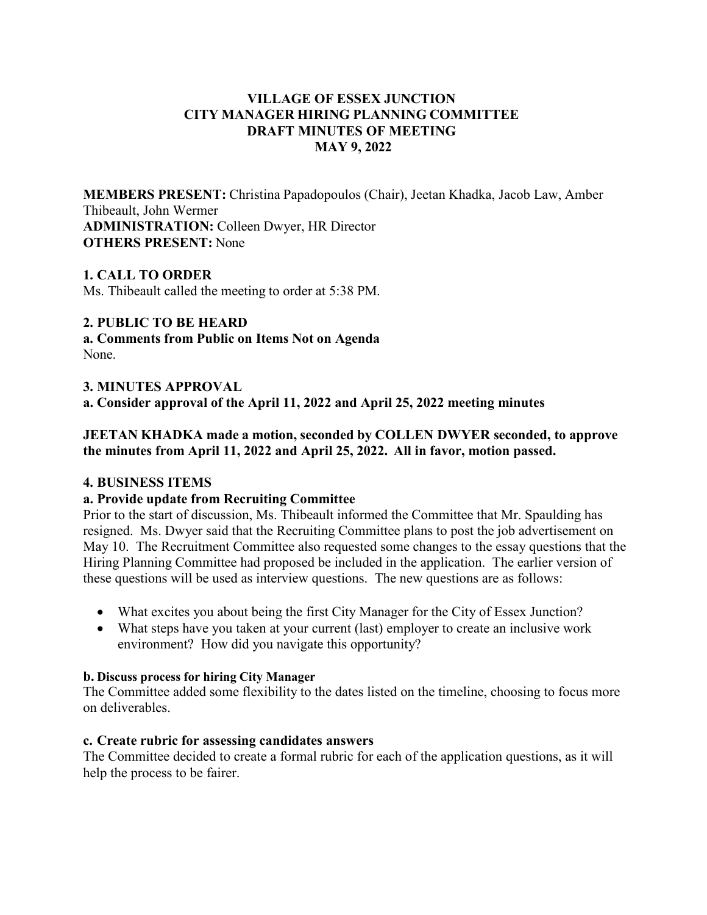# VILLAGE OF ESSEX JUNCTION
# CITY MANAGER HIRING PLANNING COMMITTEE
# DRAFT MINUTES OF MEETING
# MAY 9, 2022

**MEMBERS PRESENT:** Christina Papadopoulos (Chair), Jeetan Khadka, Jacob Law, Amber Thibeault, John Wermer
**ADMINISTRATION:** Colleen Dwyer, HR Director
**OTHERS PRESENT:** None

**1. CALL TO ORDER**
Ms. Thibeault called the meeting to order at 5:38 PM.

**2. PUBLIC TO BE HEARD**
**a. Comments from Public on Items Not on Agenda**
None.

**3. MINUTES APPROVAL**
**a. Consider approval of the April 11, 2022 and April 25, 2022 meeting minutes**

**JEETAN KHADKA made a motion, seconded by COLLEN DWYER seconded, to approve the minutes from April 11, 2022 and April 25, 2022. All in favor, motion passed.**

**4. BUSINESS ITEMS**
**a. Provide update from Recruiting Committee**
Prior to the start of discussion, Ms. Thibeault informed the Committee that Mr. Spaulding has resigned. Ms. Dwyer said that the Recruiting Committee plans to post the job advertisement on May 10. The Recruitment Committee also requested some changes to the essay questions that the Hiring Planning Committee had proposed be included in the application. The earlier version of these questions will be used as interview questions. The new questions are as follows:

- What excites you about being the first City Manager for the City of Essex Junction?
- What steps have you taken at your current (last) employer to create an inclusive work environment? How did you navigate this opportunity?

**b. Discuss process for hiring City Manager**
The Committee added some flexibility to the dates listed on the timeline, choosing to focus more on deliverables.

**c. Create rubric for assessing candidates answers**
The Committee decided to create a formal rubric for each of the application questions, as it will help the process to be fairer.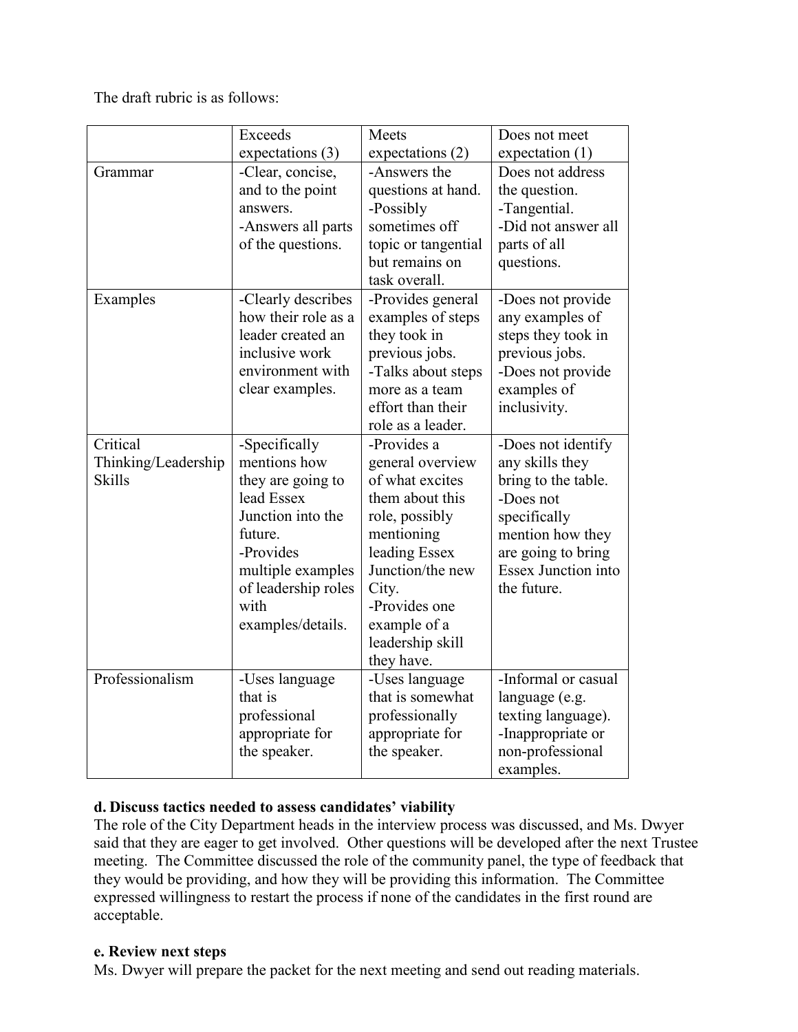The draft rubric is as follows:

| | Exceeds expectations (3) | Meets expectations (2) | Does not meet expectation (1) |
|---|---|---|---|
| Grammar | -Clear, concise, and to the point answers.<br>-Answers all parts of the questions. | -Answers the questions at hand.<br>-Possibly sometimes off topic or tangential but remains on task overall. | Does not address the question.<br>-Tangential.<br>-Did not answer all parts of all questions. |
| Examples | -Clearly describes how their role as a leader created an inclusive work environment with clear examples. | -Provides general examples of steps they took in previous jobs.<br>-Talks about steps more as a team effort than their role as a leader. | -Does not provide any examples of steps they took in previous jobs.<br>-Does not provide examples of inclusivity. |
| Critical Thinking/Leadership Skills | -Specifically mentions how they are going to lead Essex Junction into the future.<br>-Provides multiple examples of leadership roles with examples/details. | -Provides a general overview of what excites them about this role, possibly mentioning leading Essex Junction/the new City.<br>-Provides one example of a leadership skill they have. | -Does not identify any skills they bring to the table.<br>-Does not specifically mention how they are going to bring Essex Junction into the future. |
| Professionalism | -Uses language that is professional appropriate for the speaker. | -Uses language that is somewhat professionally appropriate for the speaker. | -Informal or casual language (e.g. texting language).<br>-Inappropriate or non-professional examples. |

**d. Discuss tactics needed to assess candidates' viability**

The role of the City Department heads in the interview process was discussed, and Ms. Dwyer said that they are eager to get involved. Other questions will be developed after the next Trustee meeting. The Committee discussed the role of the community panel, the type of feedback that they would be providing, and how they will be providing this information. The Committee expressed willingness to restart the process if none of the candidates in the first round are acceptable.

**e. Review next steps**

Ms. Dwyer will prepare the packet for the next meeting and send out reading materials.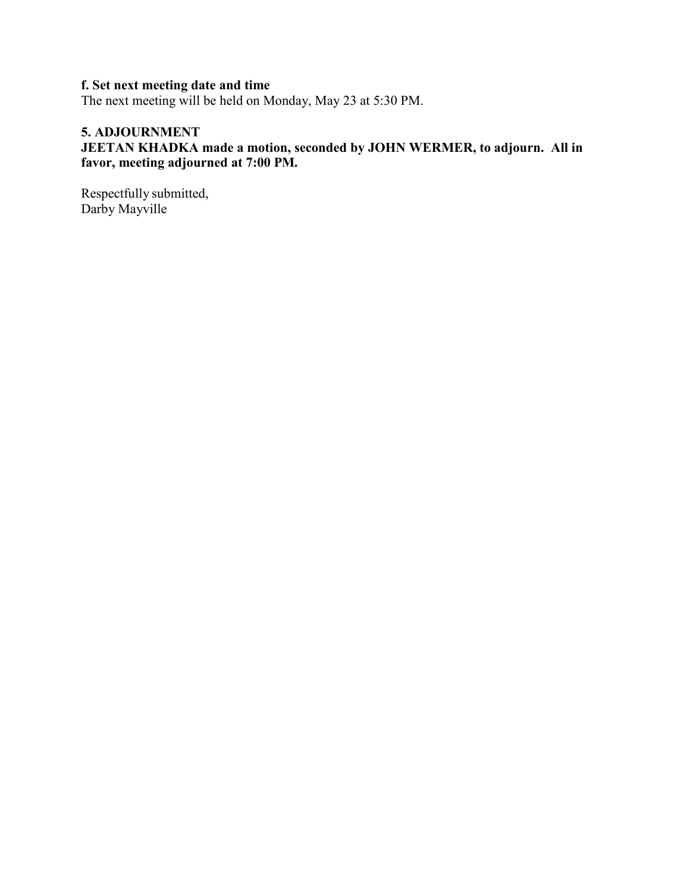**f. Set next meeting date and time**
The next meeting will be held on Monday, May 23 at 5:30 PM.

**5. ADJOURNMENT**
**JEETAN KHADKA made a motion, seconded by JOHN WERMER, to adjourn. All in favor, meeting adjourned at 7:00 PM.**

Respectfully submitted,
Darby Mayville